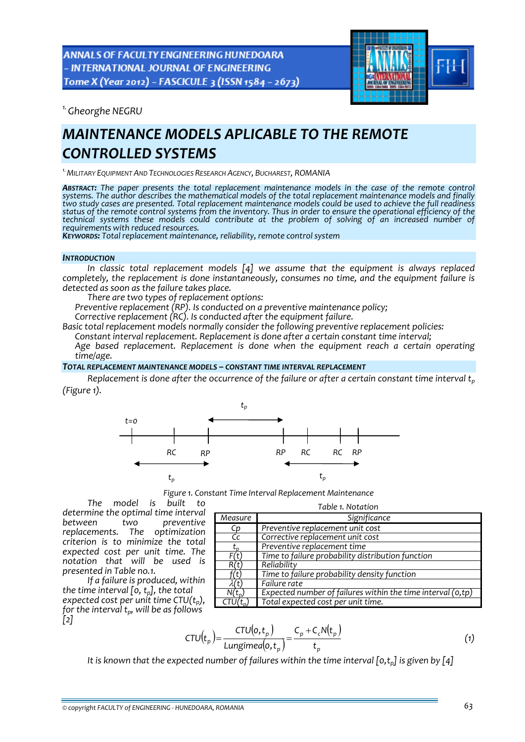[1.] Gheorghe NEGRU

# MAINTENANCE MODELS APLICABLE TO THE REMOTE CONTROLLED SYSTEMS

[1.] MILITARY EQUIPMENT AND TECHNOLOGIES RESEARCH AGENCY, BUCHAREST, ROMANIA

**ABSTRACT:** *The paper presents the total replacement maintenance models in the case of the remote control systems. The author describes the mathematical models of the total replacement maintenance models and finally two study cases are presented. Total replacement maintenance models could be used to achieve the full readiness status of the remote control systems from the inventory. Thus in order to ensure the operational efficiency of the technical systems these models could contribute at the problem of solving of an increased number of requirements with reduced resources.*

**KEYWORDS:** *Total replacement maintenance, reliability, remote control system*

## INTRODUCTION

*In classic total replacement models [4] we assume that the equipment is always replaced completely, the replacement is done instantaneously, consumes no time, and the equipment failure is detected as soon as the failure takes place.*

*There are two types of replacement options:*

*Preventive replacement (RP). Is conducted on a preventive maintenance policy;*

*Corrective replacement (RC). Is conducted after the equipment failure.*

*Basic total replacement models normally consider the following preventive replacement policies:*

*Constant interval replacement. Replacement is done after a certain constant time interval;*

*Age based replacement. Replacement is done when the equipment reach a certain operating time/age.*

## TOTAL REPLACEMENT MAINTENANCE MODELS – CONSTANT TIME INTERVAL REPLACEMENT

*Replacement is done after the occurrence of the failure or after a certain constant time interval $t_p$ (Figure 1).*

*Figure 1. Constant Time Interval Replacement Maintenance*

*The model is built to determine the optimal time interval between two preventive replacements. The optimization criterion is to minimize the total expected cost per unit time. The notation that will be used is presented in Table no.1.*

*Table 1. Notation*

| Measure | Significance |
|---|---|
| $C_p$ | Preventive replacement unit cost |
| $C_c$ | Corrective replacement unit cost |
| $t_p$ | Preventive replacement time |
| $F(t)$ | Time to failure probability distribution function |
| $R(t)$ | Reliability |
| $f(t)$ | Time to failure probability density function |
| $\lambda(t)$ | Failure rate |
| $N(t_p)$ | Expected number of failures within the time interval (0,tp) |
| $CTU(t_p)$ | Total expected cost per unit time. |

*If a failure is produced, within the time interval [0, $t_p$], the total expected cost per unit time $CTU(t_p)$, for the interval $t_p$, will be as follows [2]*

$$CTU(t_p) = \frac{CTU(0,t_p)}{Lungimea(0,t_p)} = \frac{C_p + C_c N(t_p)}{t_p} \qquad (1)$$

*It is known that the expected number of failures within the time interval [0,$t_p$] is given by [4]*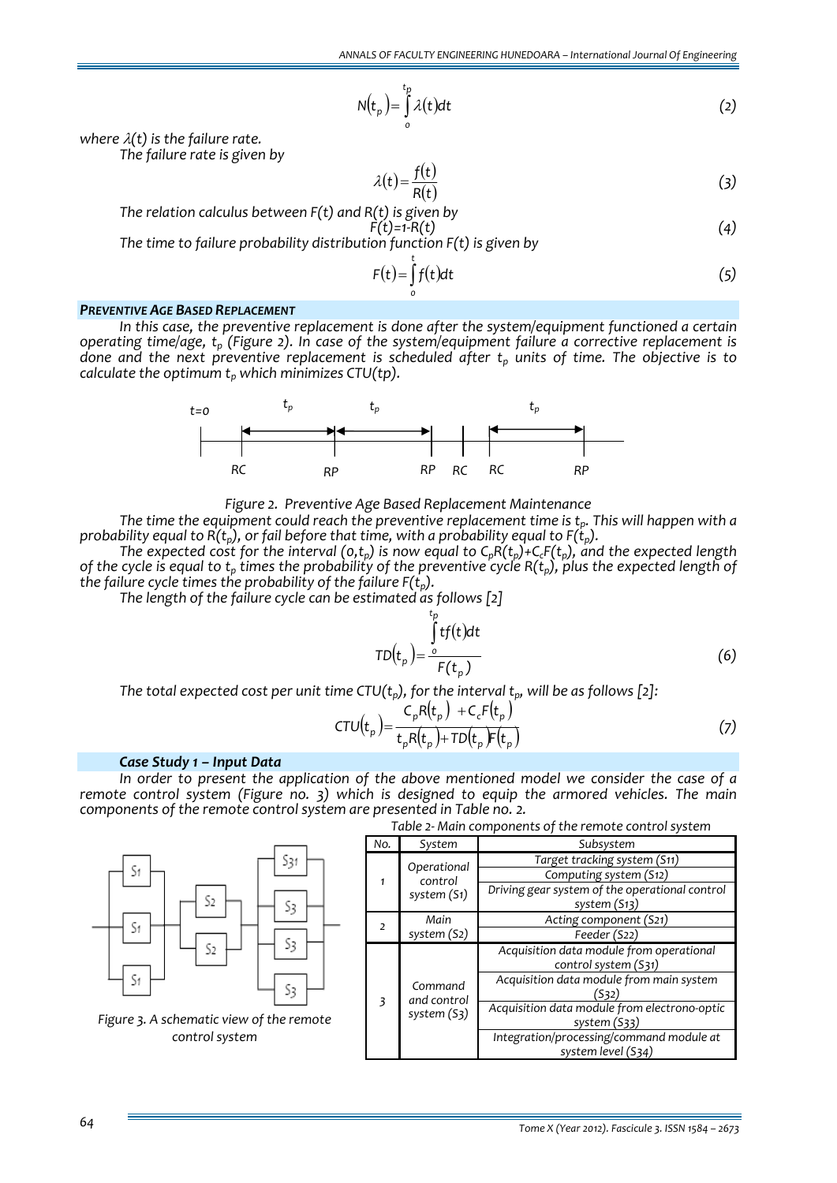$$N(t_p) = \int_0^{t_p} \lambda(t)dt \tag{2}$$

*where $\lambda(t)$ is the failure rate.*

*The failure rate is given by*

$$\lambda(t) = \frac{f(t)}{R(t)} \tag{3}$$

*The relation calculus between $F(t)$ and $R(t)$ is given by*

$$F(t) = 1 - R(t) \tag{4}$$

*The time to failure probability distribution function $F(t)$ is given by*

$$F(t) = \int_0^t f(t)dt \tag{5}$$

### PREVENTIVE AGE BASED REPLACEMENT

*In this case, the preventive replacement is done after the system/equipment functioned a certain operating time/age, $t_p$ (Figure 2). In case of the system/equipment failure a corrective replacement is done and the next preventive replacement is scheduled after $t_p$ units of time. The objective is to calculate the optimum $t_p$ which minimizes CTU(tp).*

*Figure 2. Preventive Age Based Replacement Maintenance*

*The time the equipment could reach the preventive replacement time is $t_p$. This will happen with a probability equal to $R(t_p)$, or fail before that time, with a probability equal to $F(t_p)$.*

*The expected cost for the interval $(0,t_p)$ is now equal to $C_pR(t_p)+C_cF(t_p)$, and the expected length of the cycle is equal to $t_p$ times the probability of the preventive cycle $R(t_p)$, plus the expected length of the failure cycle times the probability of the failure $F(t_p)$.*

*The length of the failure cycle can be estimated as follows [2]*

$$TD(t_p) = \frac{\int_0^{t_p} tf(t)dt}{F(t_p)} \tag{6}$$

*The total expected cost per unit time $CTU(t_p)$, for the interval $t_p$, will be as follows [2]:*

$$CTU(t_p) = \frac{C_pR(t_p) + C_cF(t_p)}{t_pR(t_p) + TD(t_p)F(t_p)} \tag{7}$$

### *Case Study 1 – Input Data*

*In order to present the application of the above mentioned model we consider the case of a remote control system (Figure no. 3) which is designed to equip the armored vehicles. The main components of the remote control system are presented in Table no. 2.*

*Figure 3. A schematic view of the remote control system*

*Table 2- Main components of the remote control system*

| No. | System | Subsystem |
|---|---|---|
| 1 | Operational control system (S1) | Target tracking system (S11) |
| | | Computing system (S12) |
| | | Driving gear system of the operational control system (S13) |
| 2 | Main system (S2) | Acting component (S21) |
| | | Feeder (S22) |
| 3 | Command and control system (S3) | Acquisition data module from operational control system (S31) |
| | | Acquisition data module from main system (S32) |
| | | Acquisition data module from electrono-optic system (S33) |
| | | Integration/processing/command module at system level (S34) |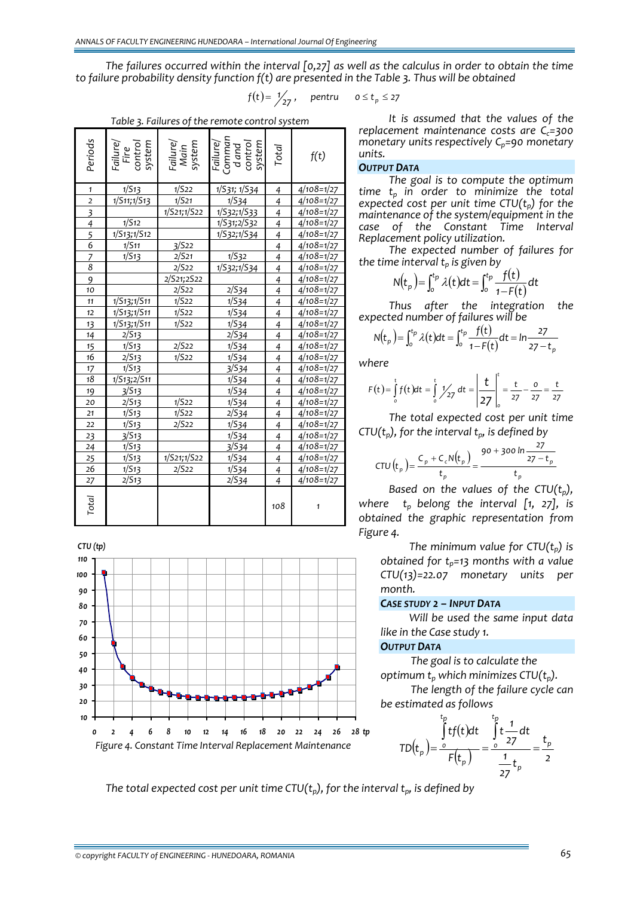*The failures occurred within the interval [0,27] as well as the calculus in order to obtain the time to failure probability density function f(t) are presented in the Table 3. Thus will be obtained*

$$f(t) = \frac{1}{27}, \quad pentru \quad 0 \le t_p \le 27$$

*Table 3. Failures of the remote control system*

| Periods | Failure/ Fire control system | Failure/ Main system | Failure/ Command and control system | Total | f(t) |
|---|---|---|---|---|---|
| 1 | 1/S13 | 1/S22 | 1/S31; 1/S34 | 4 | 4/108=1/27 |
| 2 | 1/S11;1/S13 | 1/S21 | 1/S34 | 4 | 4/108=1/27 |
| 3 | | 1/S21;1/S22 | 1/S32;1/S33 | 4 | 4/108=1/27 |
| 4 | 1/S12 | | 1/S31;2/S32 | 4 | 4/108=1/27 |
| 5 | 1/S13;1/S12 | | 1/S32;1/S34 | 4 | 4/108=1/27 |
| 6 | 1/S11 | 3/S22 | | 4 | 4/108=1/27 |
| 7 | 1/S13 | 2/S21 | 1/S32 | 4 | 4/108=1/27 |
| 8 | | 2/S22 | 1/S32;1/S34 | 4 | 4/108=1/27 |
| 9 | | 2/S21;2S22 | | 4 | 4/108=1/27 |
| 10 | | 2/S22 | 2/S34 | 4 | 4/108=1/27 |
| 11 | 1/S13;1/S11 | 1/S22 | 1/S34 | 4 | 4/108=1/27 |
| 12 | 1/S13;1/S11 | 1/S22 | 1/S34 | 4 | 4/108=1/27 |
| 13 | 1/S13;1/S11 | 1/S22 | 1/S34 | 4 | 4/108=1/27 |
| 14 | 2/S13 | | 2/S34 | 4 | 4/108=1/27 |
| 15 | 1/S13 | 2/S22 | 1/S34 | 4 | 4/108=1/27 |
| 16 | 2/S13 | 1/S22 | 1/S34 | 4 | 4/108=1/27 |
| 17 | 1/S13 | | 3/S34 | 4 | 4/108=1/27 |
| 18 | 1/S13;2/S11 | | 1/S34 | 4 | 4/108=1/27 |
| 19 | 3/S13 | | 1/S34 | 4 | 4/108=1/27 |
| 20 | 2/S13 | 1/S22 | 1/S34 | 4 | 4/108=1/27 |
| 21 | 1/S13 | 1/S22 | 2/S34 | 4 | 4/108=1/27 |
| 22 | 1/S13 | 2/S22 | 1/S34 | 4 | 4/108=1/27 |
| 23 | 3/S13 | | 1/S34 | 4 | 4/108=1/27 |
| 24 | 1/S13 | | 3/S34 | 4 | 4/108=1/27 |
| 25 | 1/S13 | 1/S21;1/S22 | 1/S34 | 4 | 4/108=1/27 |
| 26 | 1/S13 | 2/S22 | 1/S34 | 4 | 4/108=1/27 |
| 27 | 2/S13 | | 2/S34 | 4 | 4/108=1/27 |
| Total | | | | 108 | 1 |

*Figure 4. Constant Time Interval Replacement Maintenance*

*It is assumed that the values of the replacement maintenance costs are $C_c=300$ monetary units respectively $C_p=90$ monetary units.*

### OUTPUT DATA

*The goal is to compute the optimum time $t_p$ in order to minimize the total expected cost per unit time $CTU(t_p)$ for the maintenance of the system/equipment in the case of the Constant Time Interval Replacement policy utilization.*

*The expected number of failures for the time interval $t_p$ is given by*

$$N(t_p) = \int_0^{t_p} \lambda(t)dt = \int_0^{t_p} \frac{f(t)}{1-F(t)}dt$$

*Thus after the integration the expected number of failures will be*

$$N(t_p) = \int_0^{t_p} \lambda(t)dt = \int_0^{t_p} \frac{f(t)}{1-F(t)}dt = \ln\frac{27}{27-t_p}$$

*where*

$$F(t) = \int_0^t f(t)dt = \int_0^t \frac{1}{27}\,dt = \left|\frac{t}{27}\right|_0^t = \frac{t}{27} - \frac{0}{27} = \frac{t}{27}$$

*The total expected cost per unit time $CTU(t_p)$, for the interval $t_p$, is defined by*

$$CTU(t_p) = \frac{C_p + C_c N(t_p)}{t_p} = \frac{90 + 300\ln\frac{27}{27-t_p}}{t_p}$$

*Based on the values of the $CTU(t_p)$, where $t_p$ belong the interval [1, 27], is obtained the graphic representation from Figure 4.*

*The minimum value for $CTU(t_p)$ is obtained for $t_p$=13 months with a value CTU(13)=22.07 monetary units per month.*

### CASE STUDY 2 – INPUT DATA

*Will be used the same input data like in the Case study 1.*

### OUTPUT DATA

*The goal is to calculate the optimum $t_p$ which minimizes $CTU(t_p)$.*

*The length of the failure cycle can be estimated as follows*

$$TD(t_p) = \frac{\int_0^{t_p} tf(t)dt}{F(t_p)} = \frac{\int_0^{t_p} t\frac{1}{27}dt}{\frac{1}{27}t_p} = \frac{t_p}{2}$$

*The total expected cost per unit time $CTU(t_p)$, for the interval $t_p$, is defined by*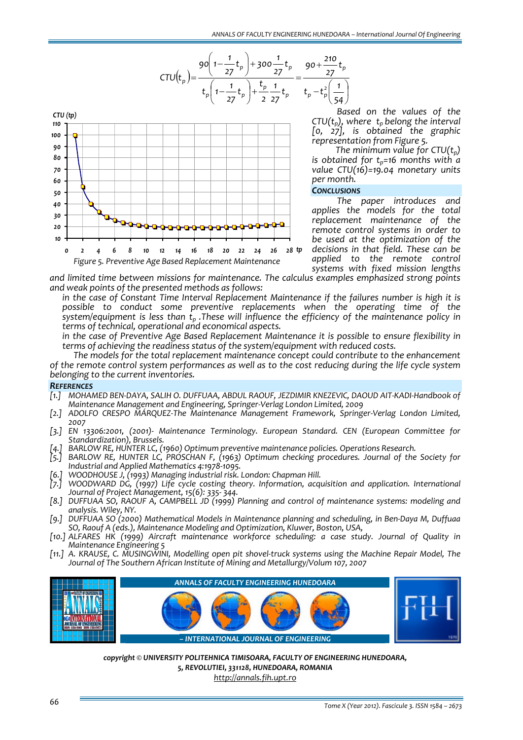$$CTU(t_p) = \frac{90\left(1 - \frac{1}{27}t_p\right) + 300\frac{1}{27}t_p}{t_p\left(1 - \frac{1}{27}t_p\right) + \frac{t_p}{2}\frac{1}{27}t_p} = \frac{90 + \frac{210}{27}t_p}{t_p - t_p^2\left(\frac{1}{54}\right)}$$

CTU (tp)

110
100
90
80
70
60
50
40
30
20
10

0 2 4 6 8 10 12 14 16 18 20 22 24 26 28 tp

Figure 5. Preventive Age Based Replacement Maintenance

*Based on the values of the $CTU(t_p)$, where $t_p$ belong the interval [0, 27], is obtained the graphic representation from Figure 5.*

*The minimum value for $CTU(t_p)$ is obtained for $t_p$=16 months with a value CTU(16)=19.04 monetary units per month.*

## CONCLUSIONS

*The paper introduces and applies the models for the total replacement maintenance of the remote control systems in order to be used at the optimization of the decisions in that field. These can be applied to the remote control systems with fixed mission lengths and limited time between missions for maintenance. The calculus examples emphasized strong points and weak points of the presented methods as follows:*

*in the case of Constant Time Interval Replacement Maintenance if the failures number is high it is possible to conduct some preventive replacements when the operating time of the system/equipment is less than $t_p$. These will influence the efficiency of the maintenance policy in terms of technical, operational and economical aspects.*

*in the case of Preventive Age Based Replacement Maintenance it is possible to ensure flexibility in terms of achieving the readiness status of the system/equipment with reduced costs.*

*The models for the total replacement maintenance concept could contribute to the enhancement of the remote control system performances as well as to the cost reducing during the life cycle system belonging to the current inventories.*

## REFERENCES

[1.] MOHAMED BEN-DAYA, SALIH O. DUFFUAA, ABDUL RAOUF, JEZDIMIR KNEZEVIC, DAOUD AIT-KADI-Handbook of Maintenance Management and Engineering, Springer-Verlag London Limited, 2009

[2.] ADOLFO CRESPO MÁRQUEZ-The Maintenance Management Framework, Springer-Verlag London Limited, 2007

[3.] EN 13306:2001, (2001)- Maintenance Terminology. European Standard. CEN (European Committee for Standardization), Brussels.

[4.] BARLOW RE, HUNTER LC, (1960) Optimum preventive maintenance policies. Operations Research.

[5.] BARLOW RE, HUNTER LC, PROSCHAN F, (1963) Optimum checking procedures. Journal of the Society for Industrial and Applied Mathematics 4:1978-1095.

[6.] WOODHOUSE J, (1993) Managing industrial risk. London: Chapman Hill.

[7.] WOODWARD DG, (1997) Life cycle costing theory. Information, acquisition and application. International Journal of Project Management, 15(6): 335- 344.

[8.] DUFFUAA SO, RAOUF A, CAMPBELL JD (1999) Planning and control of maintenance systems: modeling and analysis. Wiley, NY.

[9.] DUFFUAA SO (2000) Mathematical Models in Maintenance planning and scheduling, in Ben-Daya M, Duffuaa SO, Raouf A (eds.), Maintenance Modeling and Optimization, Kluwer, Boston, USA,

[10.] ALFARES HK (1999) Aircraft maintenance workforce scheduling: a case study. Journal of Quality in Maintenance Engineering 5

[11.] A. KRAUSE, C. MUSINGWINI, Modelling open pit shovel-truck systems using the Machine Repair Model, The Journal of The Southern African Institute of Mining and Metallurgy/Volum 107, 2007

ANNALS OF FACULTY ENGINEERING HUNEDOARA

– INTERNATIONAL JOURNAL OF ENGINEERING

*copyright* © **UNIVERSITY POLITEHNICA TIMISOARA, FACULTY OF ENGINEERING HUNEDOARA, 5, REVOLUTIEI, 331128, HUNEDOARA, ROMANIA**

http://annals.fih.upt.ro